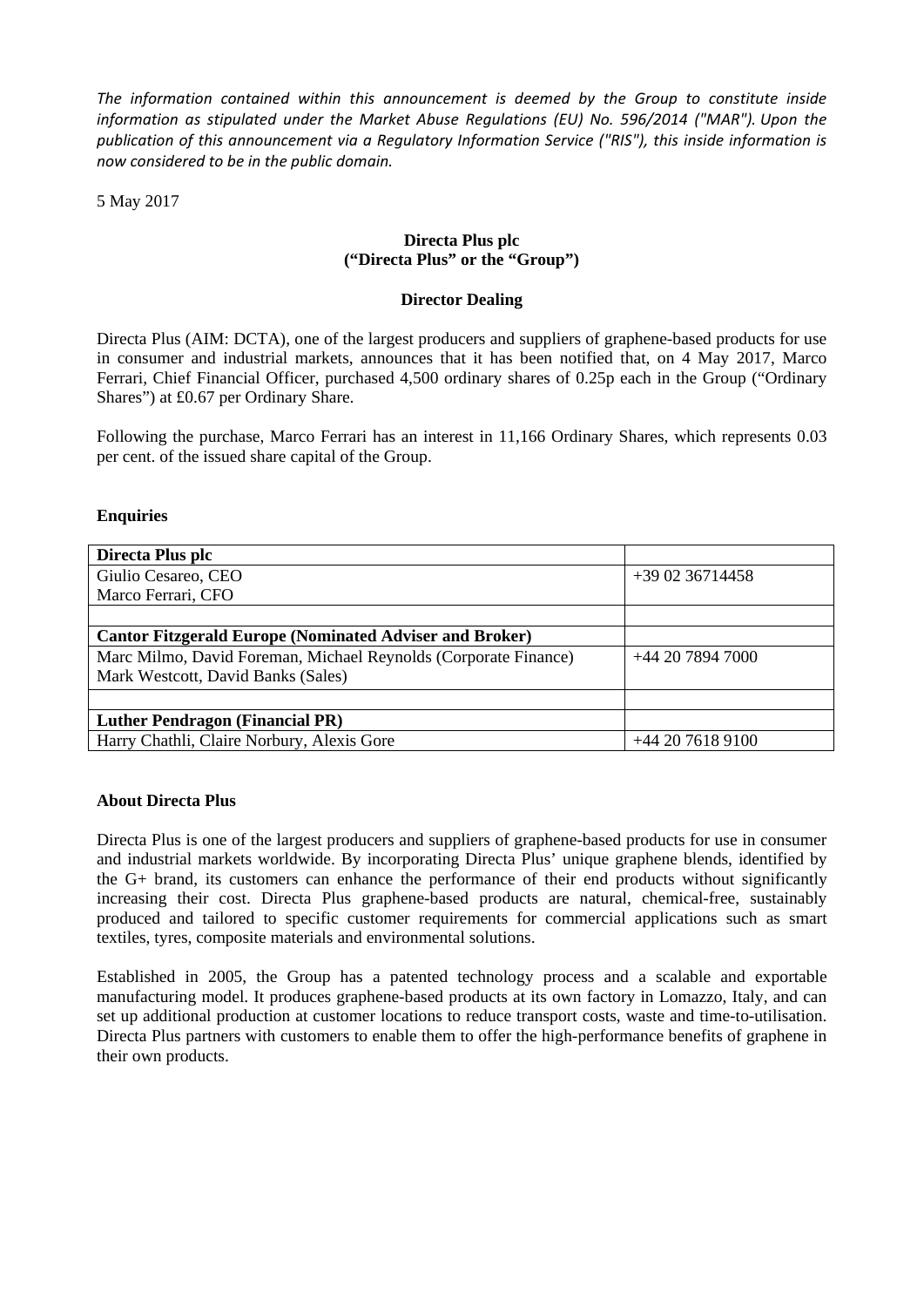*The information contained within this announcement is deemed by the Group to constitute inside information as stipulated under the Market Abuse Regulations (EU) No. 596/2014 ("MAR"). Upon the publication of this announcement via a Regulatory Information Service ("RIS"), this inside information is now considered to be in the public domain.*

5 May 2017

**Directa Plus plc**
**("Directa Plus" or the "Group")**

**Director Dealing**

Directa Plus (AIM: DCTA), one of the largest producers and suppliers of graphene-based products for use in consumer and industrial markets, announces that it has been notified that, on 4 May 2017, Marco Ferrari, Chief Financial Officer, purchased 4,500 ordinary shares of 0.25p each in the Group ("Ordinary Shares") at £0.67 per Ordinary Share.

Following the purchase, Marco Ferrari has an interest in 11,166 Ordinary Shares, which represents 0.03 per cent. of the issued share capital of the Group.

**Enquiries**

| **Directa Plus plc** | |
|---|---|
| Giulio Cesareo, CEO<br>Marco Ferrari, CFO | +39 02 36714458 |
| | |
| **Cantor Fitzgerald Europe (Nominated Adviser and Broker)** | |
| Marc Milmo, David Foreman, Michael Reynolds (Corporate Finance)<br>Mark Westcott, David Banks (Sales) | +44 20 7894 7000 |
| | |
| **Luther Pendragon (Financial PR)** | |
| Harry Chathli, Claire Norbury, Alexis Gore | +44 20 7618 9100 |

**About Directa Plus**

Directa Plus is one of the largest producers and suppliers of graphene-based products for use in consumer and industrial markets worldwide. By incorporating Directa Plus' unique graphene blends, identified by the G+ brand, its customers can enhance the performance of their end products without significantly increasing their cost. Directa Plus graphene-based products are natural, chemical-free, sustainably produced and tailored to specific customer requirements for commercial applications such as smart textiles, tyres, composite materials and environmental solutions.

Established in 2005, the Group has a patented technology process and a scalable and exportable manufacturing model. It produces graphene-based products at its own factory in Lomazzo, Italy, and can set up additional production at customer locations to reduce transport costs, waste and time-to-utilisation. Directa Plus partners with customers to enable them to offer the high-performance benefits of graphene in their own products.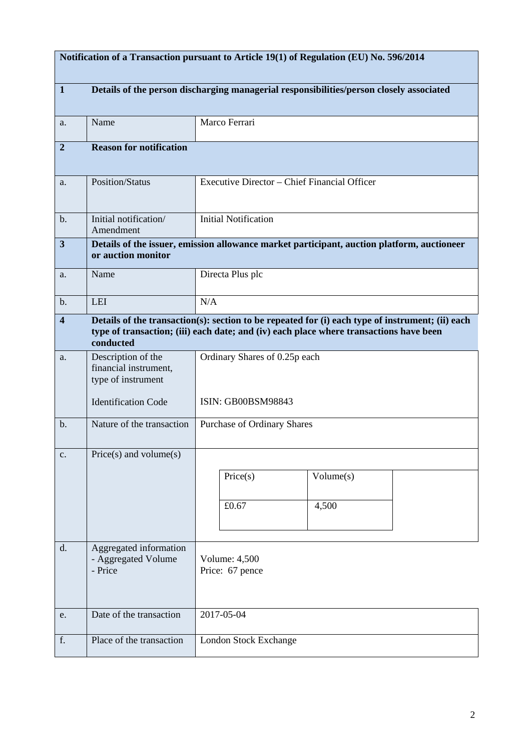| Notification of a Transaction pursuant to Article 19(1) of Regulation (EU) No. 596/2014 | | |
|---|---|---|
| **1** | **Details of the person discharging managerial responsibilities/person closely associated** | |
| a. | Name | Marco Ferrari |
| **2** | **Reason for notification** | |
| a. | Position/Status | Executive Director – Chief Financial Officer |
| b. | Initial notification/ Amendment | Initial Notification |
| **3** | **Details of the issuer, emission allowance market participant, auction platform, auctioneer or auction monitor** | |
| a. | Name | Directa Plus plc |
| b. | LEI | N/A |
| **4** | **Details of the transaction(s): section to be repeated for (i) each type of instrument; (ii) each type of transaction; (iii) each date; and (iv) each place where transactions have been conducted** | |
| a. | Description of the financial instrument, type of instrument<br><br>Identification Code | Ordinary Shares of 0.25p each<br><br>ISIN: GB00BSM98843 |
| b. | Nature of the transaction | Purchase of Ordinary Shares |
| c. | Price(s) and volume(s) | Price(s): £0.67 — Volume(s): 4,500 |
| d. | Aggregated information<br>- Aggregated Volume<br>- Price | Volume: 4,500<br>Price: 67 pence |
| e. | Date of the transaction | 2017-05-04 |
| f. | Place of the transaction | London Stock Exchange |

| Price(s) | Volume(s) |
|---|---|
| £0.67 | 4,500 |